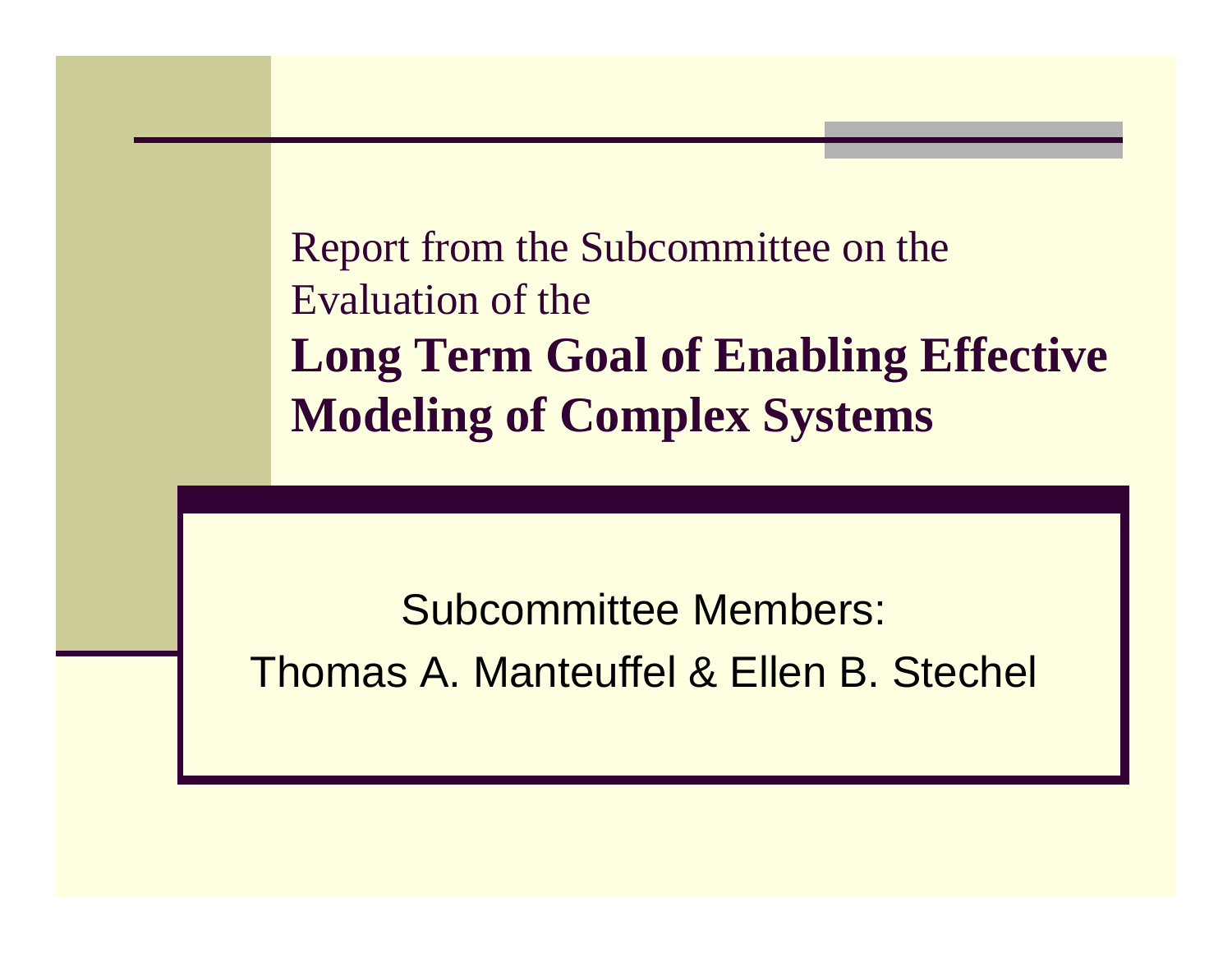Report from the Subcommittee on the Evaluation of the

# Long Term Goal of Enabling Effective Modeling of Complex Systems

Subcommittee Members:

Thomas A. Manteuffel & Ellen B. Stechel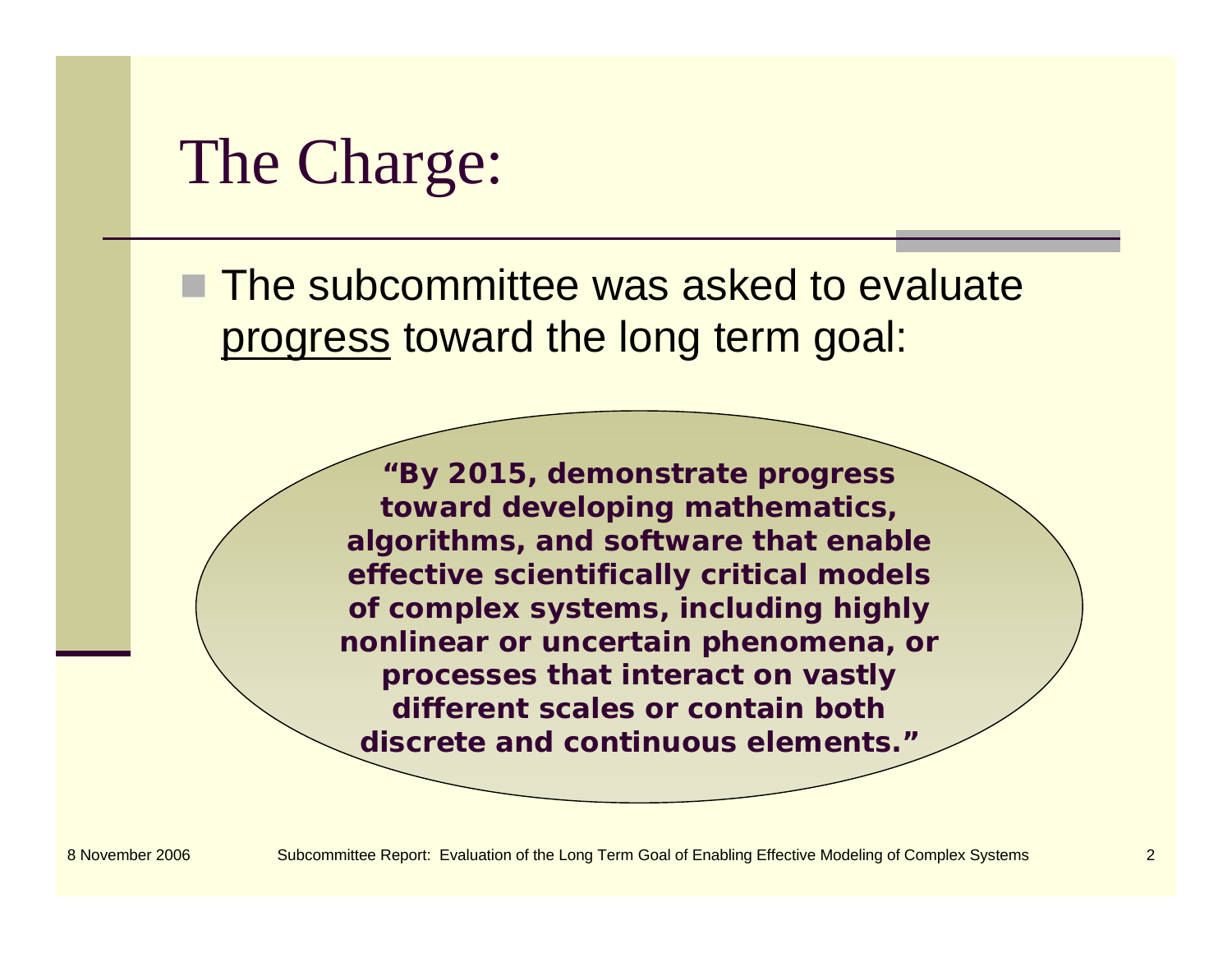# The Charge:

- The subcommittee was asked to evaluate <u>progress</u> toward the long term goal:

> **"By 2015, demonstrate progress toward developing mathematics, algorithms, and software that enable effective scientifically critical models of complex systems, including highly nonlinear or uncertain phenomena, or processes that interact on vastly different scales or contain both discrete and continuous elements."**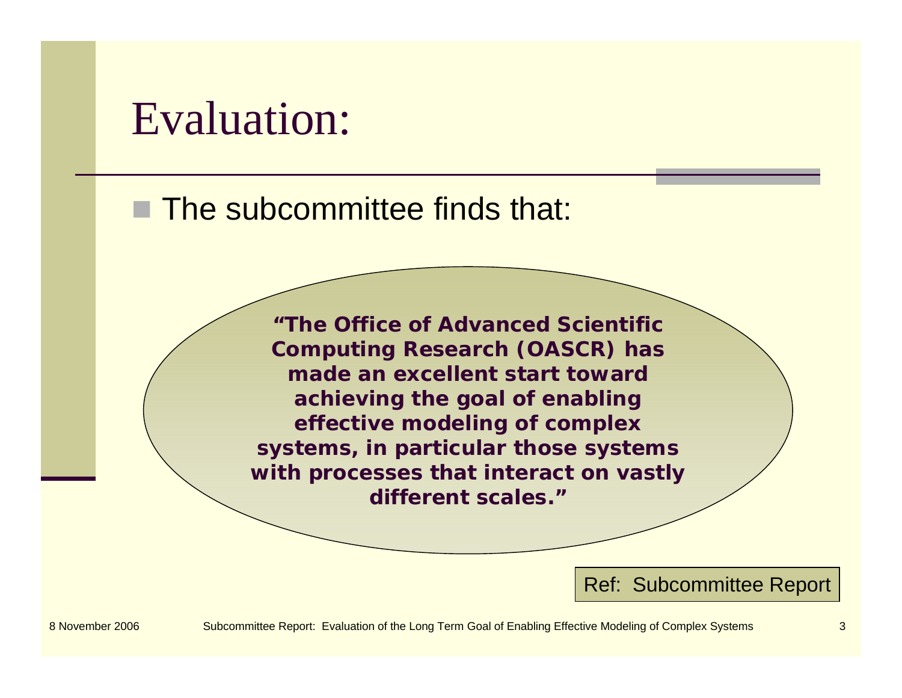# Evaluation:

- The subcommittee finds that:

**"The Office of Advanced Scientific Computing Research (OASCR) has made an excellent start toward achieving the goal of enabling effective modeling of complex systems, in particular those systems with processes that interact on vastly different scales."**

Ref: Subcommittee Report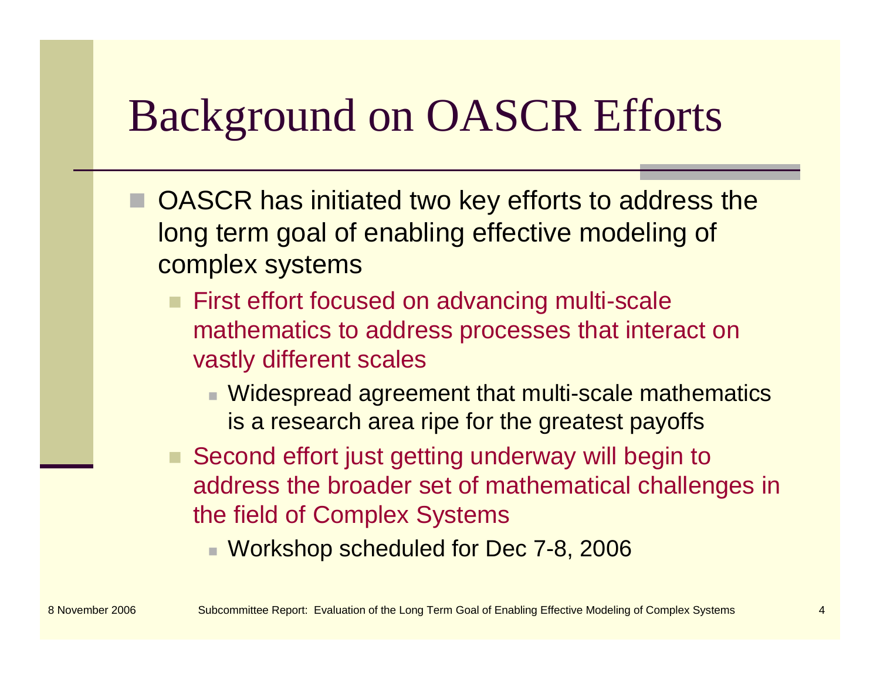# Background on OASCR Efforts

- OASCR has initiated two key efforts to address the long term goal of enabling effective modeling of complex systems
  - First effort focused on advancing multi-scale mathematics to address processes that interact on vastly different scales
    - Widespread agreement that multi-scale mathematics is a research area ripe for the greatest payoffs
  - Second effort just getting underway will begin to address the broader set of mathematical challenges in the field of Complex Systems
    - Workshop scheduled for Dec 7-8, 2006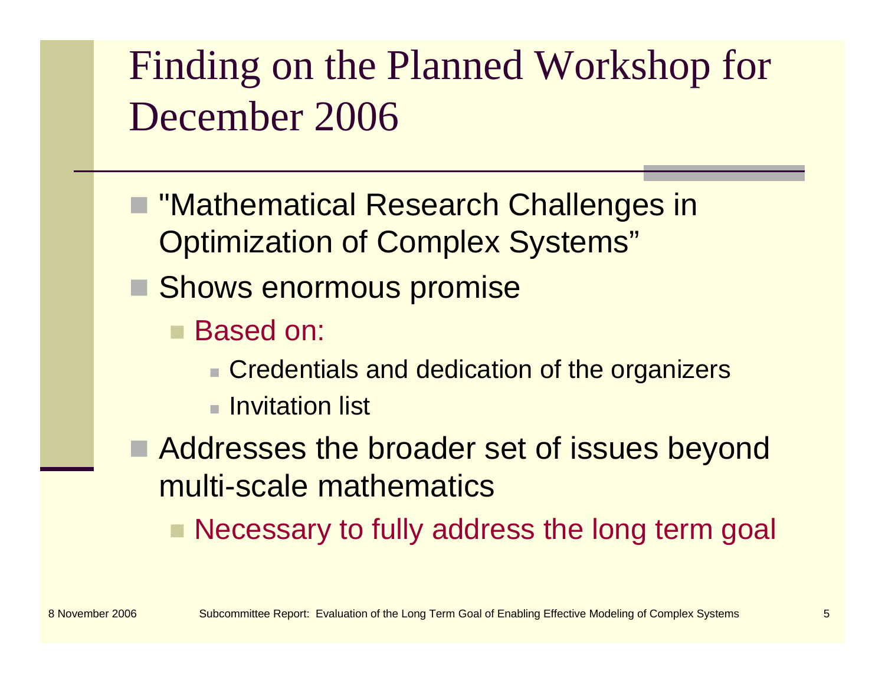# Finding on the Planned Workshop for December 2006

- "Mathematical Research Challenges in Optimization of Complex Systems"
- Shows enormous promise
  - Based on:
    - Credentials and dedication of the organizers
    - Invitation list
- Addresses the broader set of issues beyond multi-scale mathematics
  - Necessary to fully address the long term goal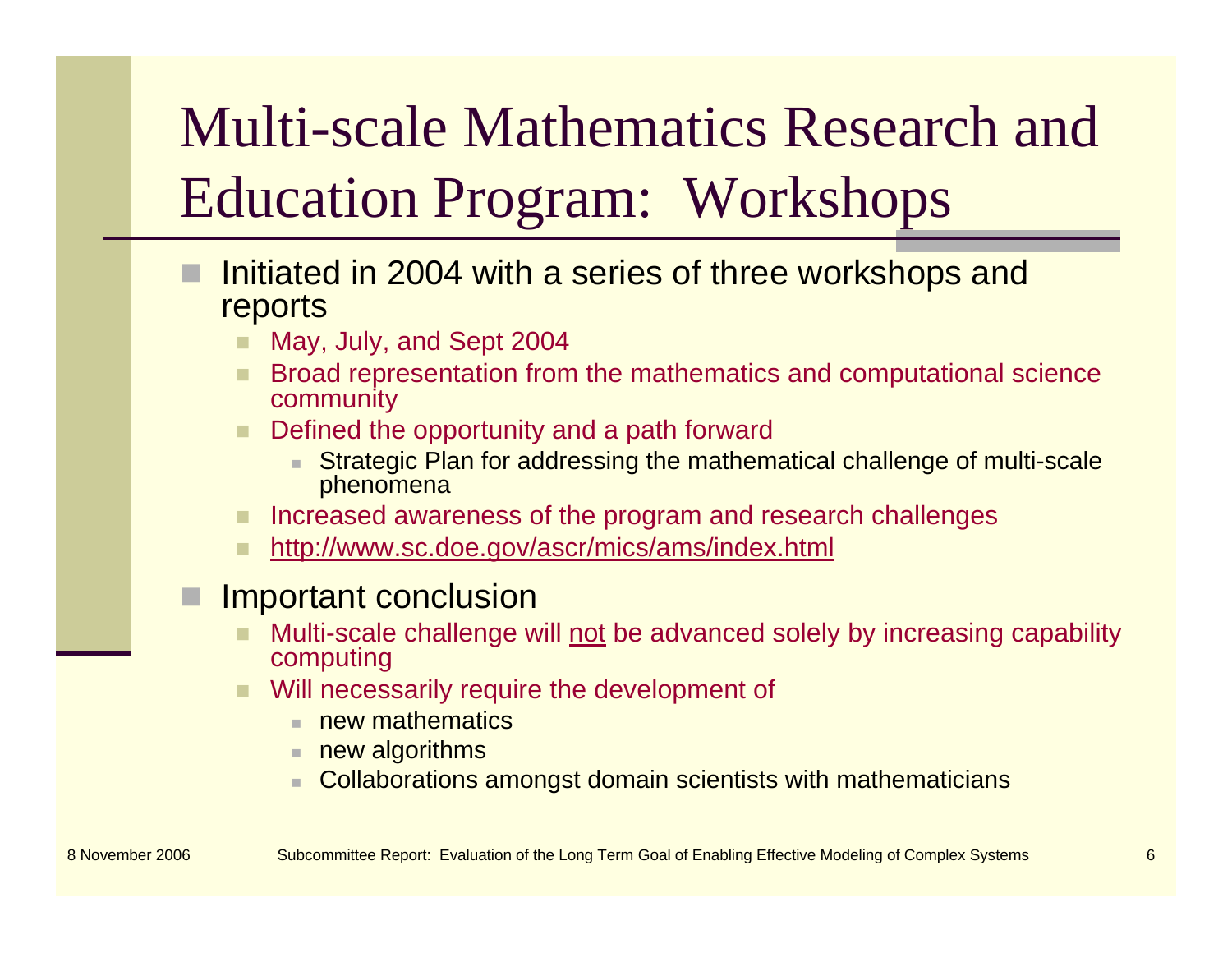# Multi-scale Mathematics Research and Education Program: Workshops

- Initiated in 2004 with a series of three workshops and reports
  - May, July, and Sept 2004
  - Broad representation from the mathematics and computational science community
  - Defined the opportunity and a path forward
    - Strategic Plan for addressing the mathematical challenge of multi-scale phenomena
  - Increased awareness of the program and research challenges
  - http://www.sc.doe.gov/ascr/mics/ams/index.html
- Important conclusion
  - Multi-scale challenge will not be advanced solely by increasing capability computing
  - Will necessarily require the development of
    - new mathematics
    - new algorithms
    - Collaborations amongst domain scientists with mathematicians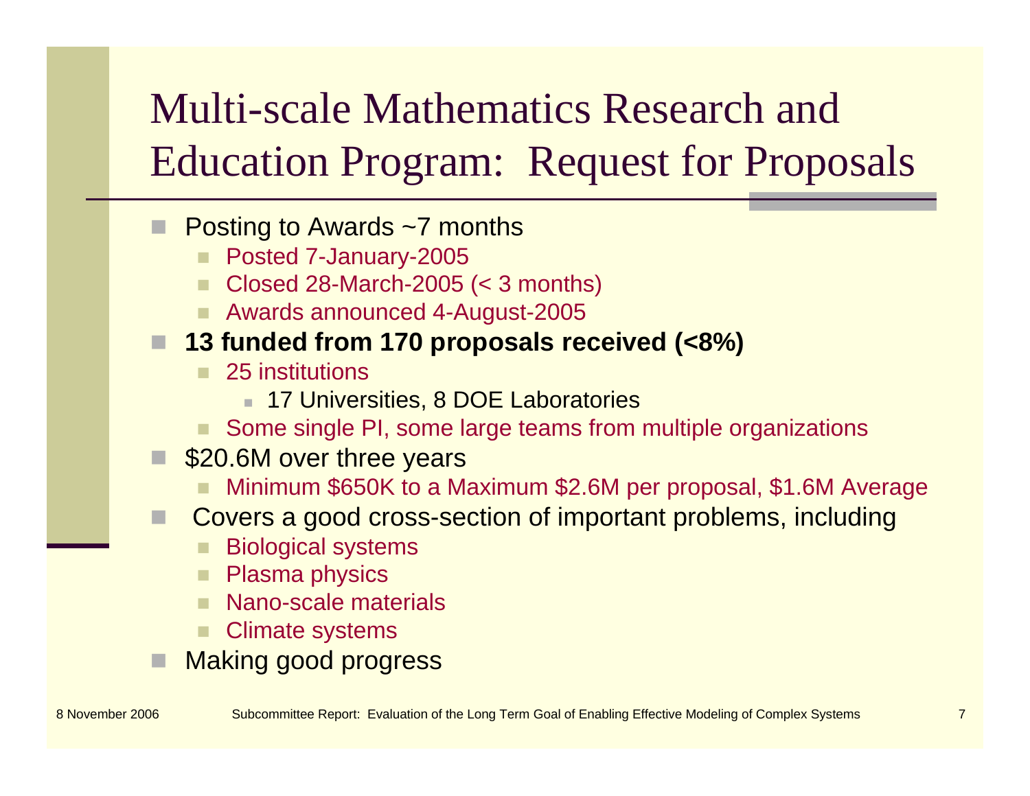# Multi-scale Mathematics Research and Education Program: Request for Proposals

- Posting to Awards ~7 months
  - Posted 7-January-2005
  - Closed 28-March-2005 (< 3 months)
  - Awards announced 4-August-2005
- **13 funded from 170 proposals received (<8%)**
  - 25 institutions
    - 17 Universities, 8 DOE Laboratories
  - Some single PI, some large teams from multiple organizations
- \$20.6M over three years
  - Minimum \$650K to a Maximum \$2.6M per proposal, \$1.6M Average
- Covers a good cross-section of important problems, including
  - Biological systems
  - Plasma physics
  - Nano-scale materials
  - Climate systems
- Making good progress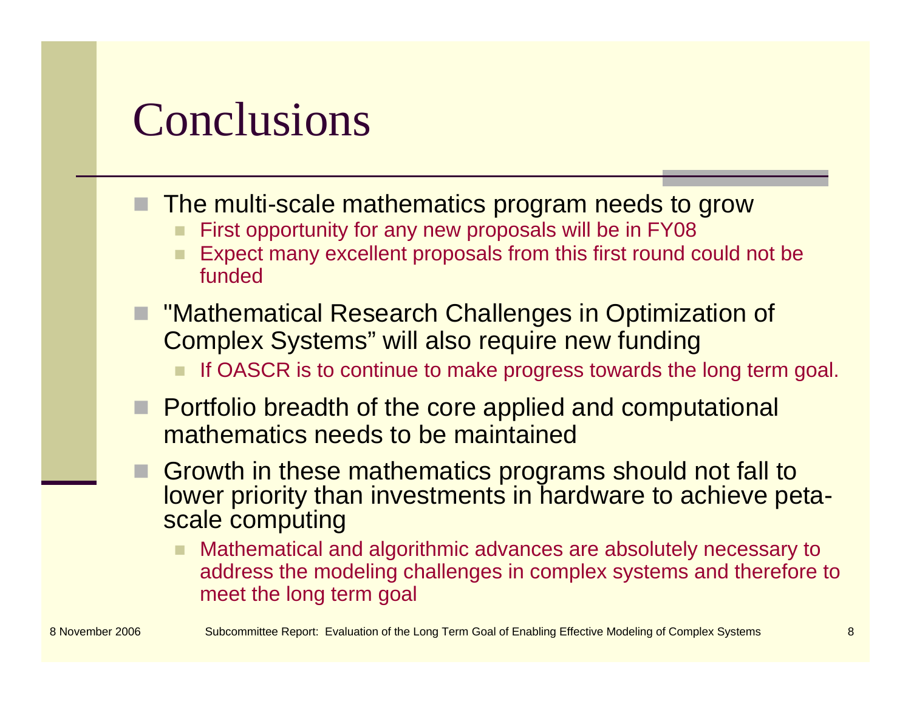# Conclusions

- The multi-scale mathematics program needs to grow
  - First opportunity for any new proposals will be in FY08
  - Expect many excellent proposals from this first round could not be funded
- "Mathematical Research Challenges in Optimization of Complex Systems" will also require new funding
  - If OASCR is to continue to make progress towards the long term goal.
- Portfolio breadth of the core applied and computational mathematics needs to be maintained
- Growth in these mathematics programs should not fall to lower priority than investments in hardware to achieve peta-scale computing
  - Mathematical and algorithmic advances are absolutely necessary to address the modeling challenges in complex systems and therefore to meet the long term goal